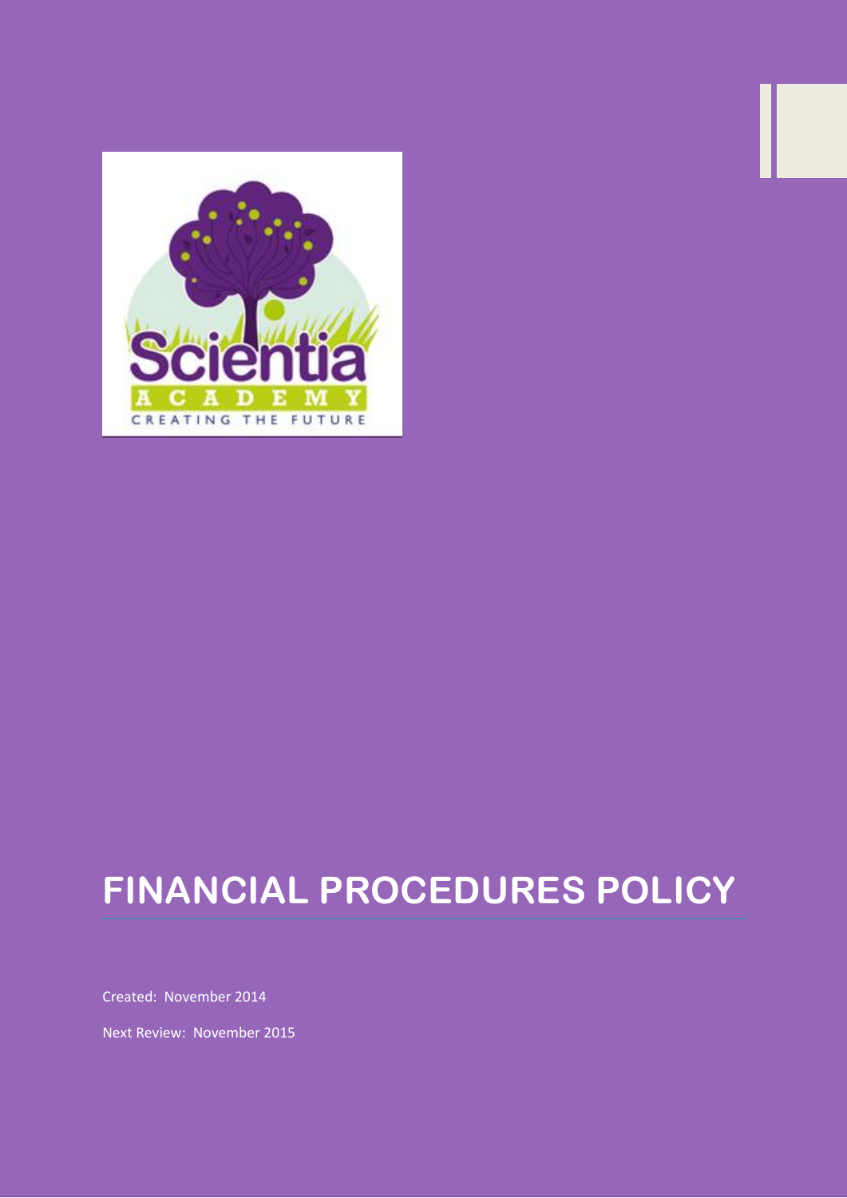# FINANCIAL PROCEDURES POLICY

Created: November 2014

Next Review: November 2015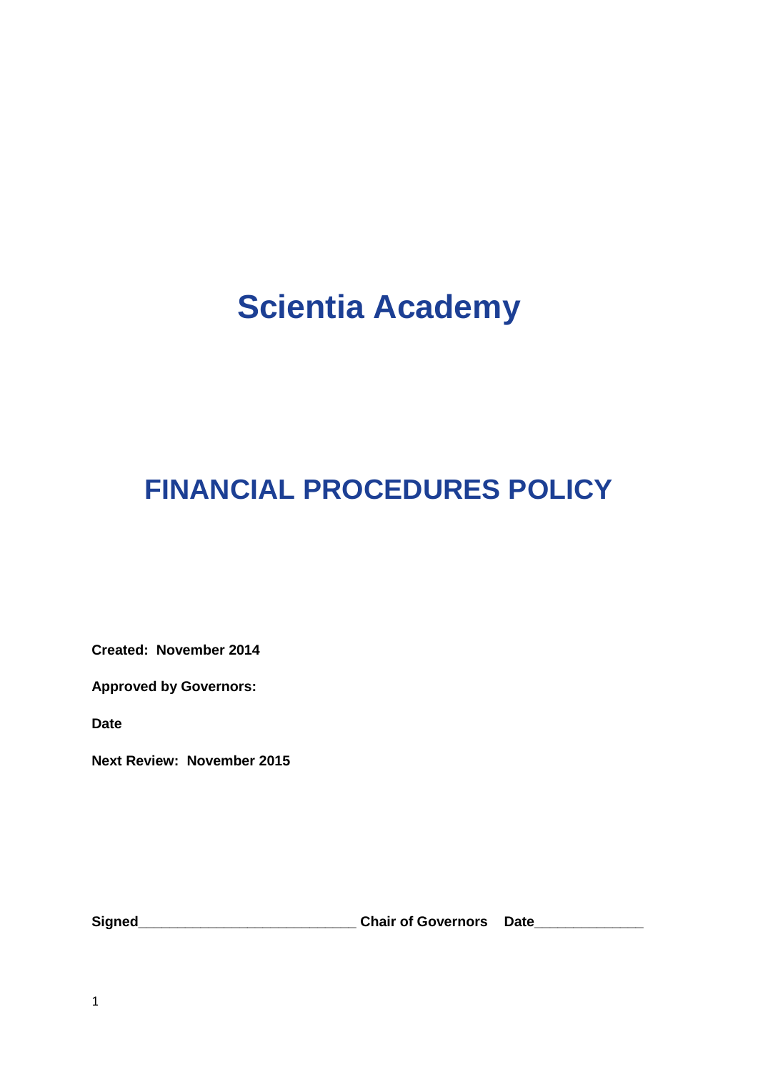# Scientia Academy

# FINANCIAL PROCEDURES POLICY

**Created: November 2014**

**Approved by Governors:**

**Date**

**Next Review: November 2015**

**Signed\_\_\_\_\_\_\_\_\_\_\_\_\_\_\_\_\_\_\_\_\_\_\_\_\_\_\_ Chair of Governors Date\_\_\_\_\_\_\_\_\_\_\_\_\_**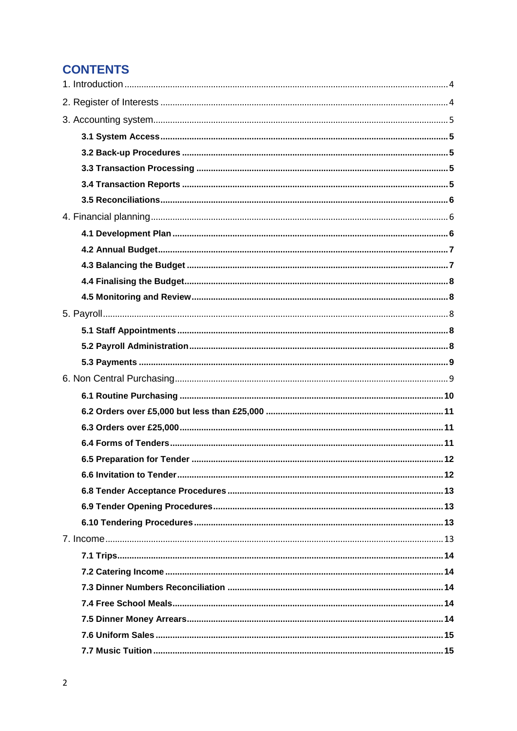# CONTENTS

1. Introduction .......... 4

2. Register of Interests .......... 4

3. Accounting system .......... 5

- **3.1 System Access .......... 5**
- **3.2 Back-up Procedures .......... 5**
- **3.3 Transaction Processing .......... 5**
- **3.4 Transaction Reports .......... 5**
- **3.5 Reconciliations .......... 6**

4. Financial planning .......... 6

- **4.1 Development Plan .......... 6**
- **4.2 Annual Budget .......... 7**
- **4.3 Balancing the Budget .......... 7**
- **4.4 Finalising the Budget .......... 8**
- **4.5 Monitoring and Review .......... 8**

5. Payroll .......... 8

- **5.1 Staff Appointments .......... 8**
- **5.2 Payroll Administration .......... 8**
- **5.3 Payments .......... 9**

6. Non Central Purchasing .......... 9

- **6.1 Routine Purchasing .......... 10**
- **6.2 Orders over £5,000 but less than £25,000 .......... 11**
- **6.3 Orders over £25,000 .......... 11**
- **6.4 Forms of Tenders .......... 11**
- **6.5 Preparation for Tender .......... 12**
- **6.6 Invitation to Tender .......... 12**
- **6.8 Tender Acceptance Procedures .......... 13**
- **6.9 Tender Opening Procedures .......... 13**
- **6.10 Tendering Procedures .......... 13**

7. Income .......... 13

- **7.1 Trips .......... 14**
- **7.2 Catering Income .......... 14**
- **7.3 Dinner Numbers Reconciliation .......... 14**
- **7.4 Free School Meals .......... 14**
- **7.5 Dinner Money Arrears .......... 14**
- **7.6 Uniform Sales .......... 15**
- **7.7 Music Tuition .......... 15**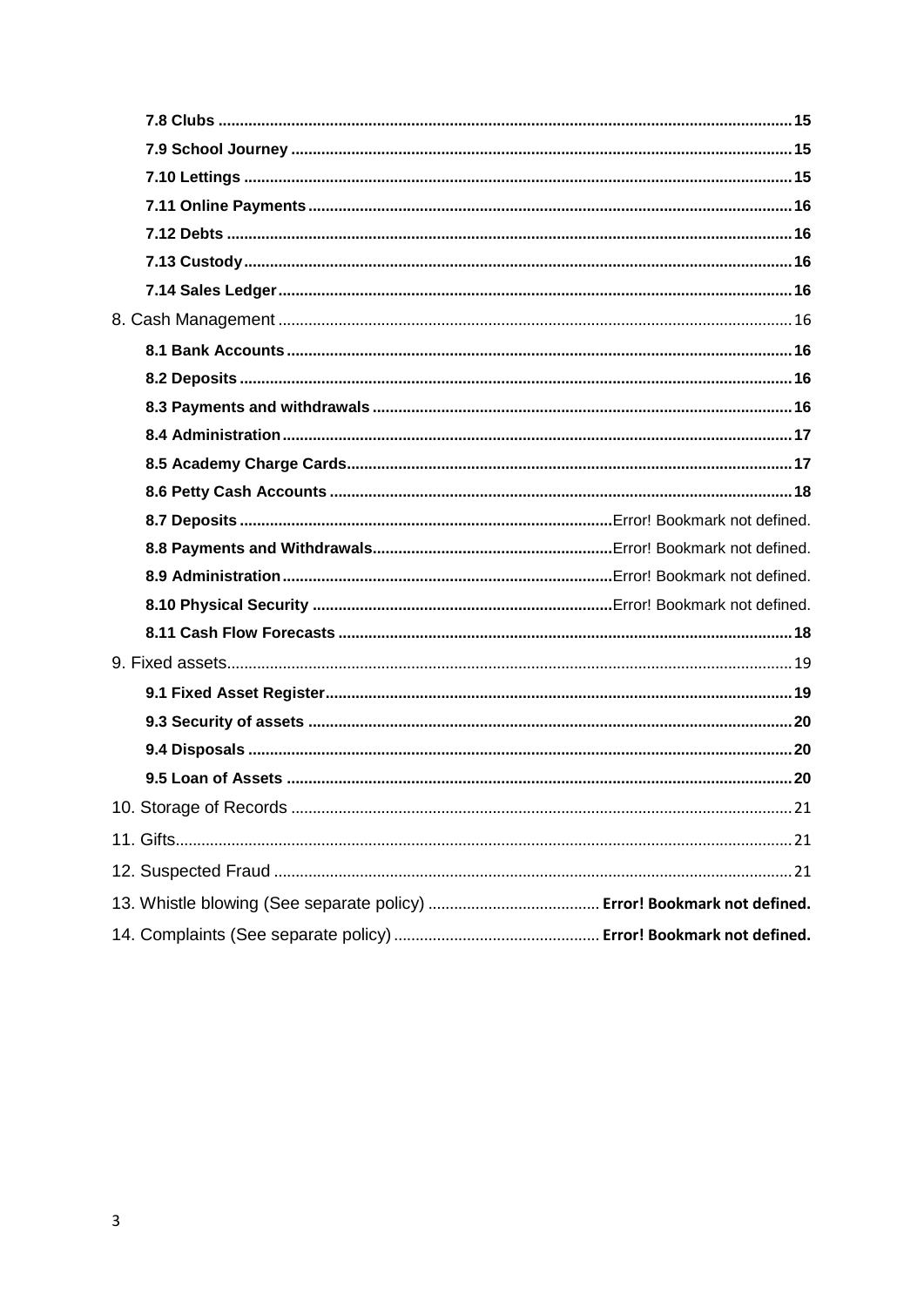**7.8 Clubs** ........................................................................................................ 15

**7.9 School Journey** ........................................................................................ 15

**7.10 Lettings** .................................................................................................. 15

**7.11 Online Payments** ..................................................................................... 16

**7.12 Debts** ...................................................................................................... 16

**7.13 Custody** .................................................................................................. 16

**7.14 Sales Ledger** ........................................................................................... 16

8. Cash Management ............................................................................................ 16

**8.1 Bank Accounts** ......................................................................................... 16

**8.2 Deposits** ................................................................................................... 16

**8.3 Payments and withdrawals** ....................................................................... 16

**8.4 Administration** .......................................................................................... 17

**8.5 Academy Charge Cards** ........................................................................... 17

**8.6 Petty Cash Accounts** ................................................................................ 18

**8.7 Deposits** ............................................................................Error! Bookmark not defined.

**8.8 Payments and Withdrawals** ...............................................Error! Bookmark not defined.

**8.9 Administration** ....................................................................Error! Bookmark not defined.

**8.10 Physical Security** ..............................................................Error! Bookmark not defined.

**8.11 Cash Flow Forecasts** ................................................................................ 18

9. Fixed assets ........................................................................................................ 19

**9.1 Fixed Asset Register** .................................................................................. 19

**9.3 Security of assets** ...................................................................................... 20

**9.4 Disposals** .................................................................................................... 20

**9.5 Loan of Assets** ........................................................................................... 20

10. Storage of Records .......................................................................................... 21

11. Gifts ................................................................................................................... 21

12. Suspected Fraud ............................................................................................... 21

13. Whistle blowing (See separate policy) ........................................ **Error! Bookmark not defined.**

14. Complaints (See separate policy) ................................................ **Error! Bookmark not defined.**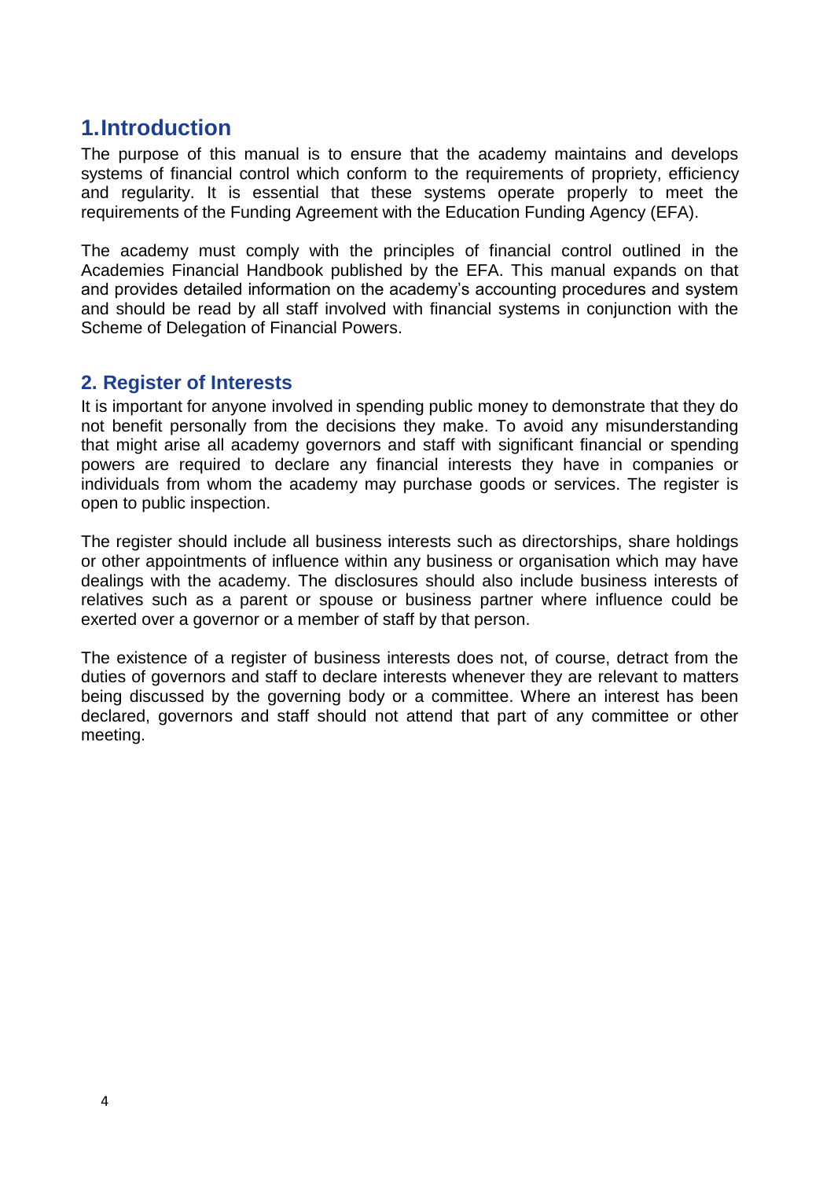## 1.Introduction

The purpose of this manual is to ensure that the academy maintains and develops systems of financial control which conform to the requirements of propriety, efficiency and regularity. It is essential that these systems operate properly to meet the requirements of the Funding Agreement with the Education Funding Agency (EFA).

The academy must comply with the principles of financial control outlined in the Academies Financial Handbook published by the EFA. This manual expands on that and provides detailed information on the academy's accounting procedures and system and should be read by all staff involved with financial systems in conjunction with the Scheme of Delegation of Financial Powers.

## 2. Register of Interests

It is important for anyone involved in spending public money to demonstrate that they do not benefit personally from the decisions they make. To avoid any misunderstanding that might arise all academy governors and staff with significant financial or spending powers are required to declare any financial interests they have in companies or individuals from whom the academy may purchase goods or services. The register is open to public inspection.

The register should include all business interests such as directorships, share holdings or other appointments of influence within any business or organisation which may have dealings with the academy. The disclosures should also include business interests of relatives such as a parent or spouse or business partner where influence could be exerted over a governor or a member of staff by that person.

The existence of a register of business interests does not, of course, detract from the duties of governors and staff to declare interests whenever they are relevant to matters being discussed by the governing body or a committee. Where an interest has been declared, governors and staff should not attend that part of any committee or other meeting.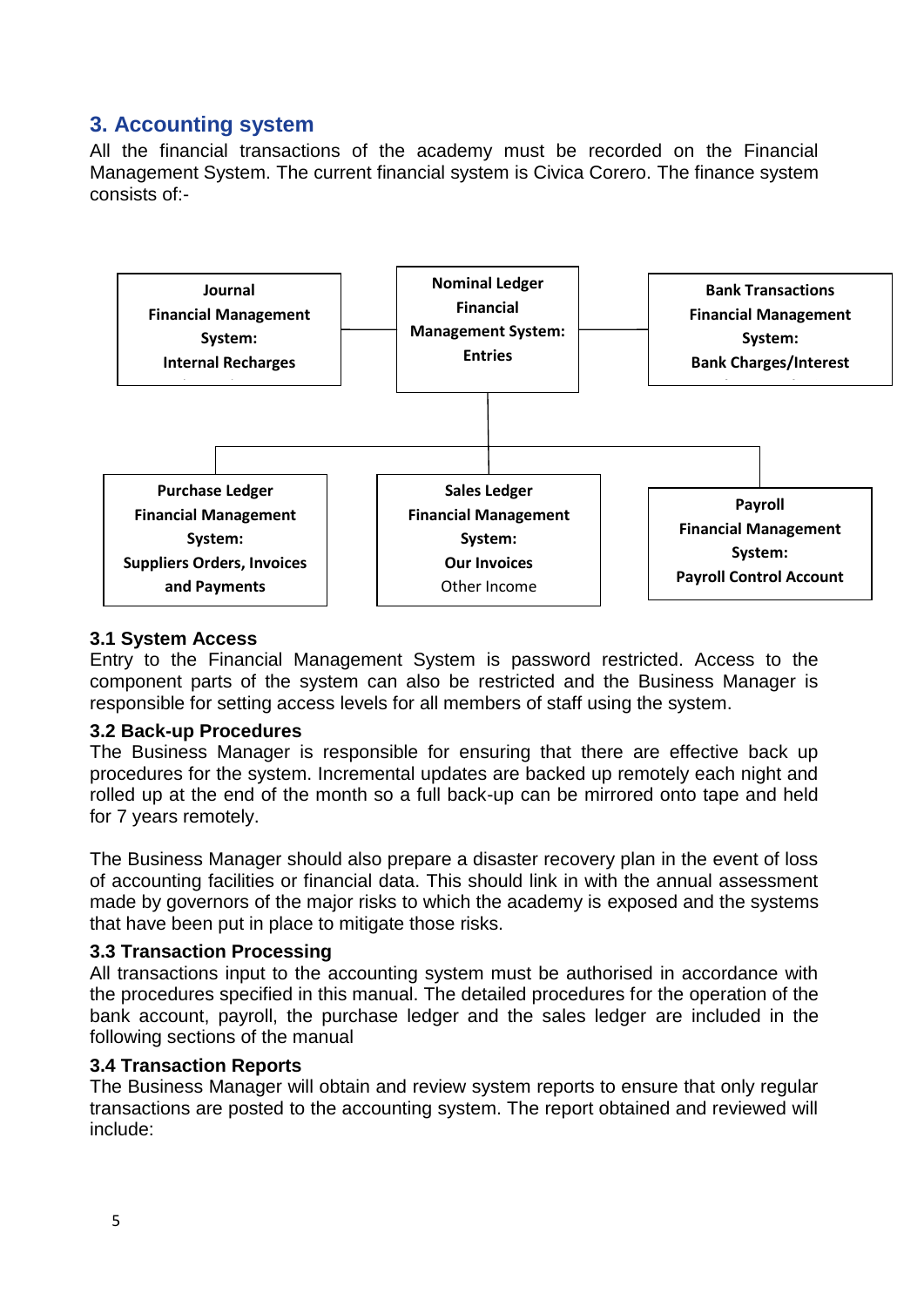## 3. Accounting system

All the financial transactions of the academy must be recorded on the Financial Management System. The current financial system is Civica Corero. The finance system consists of:-

**Journal Financial Management System: Internal Recharges**

**Nominal Ledger Financial Management System: Entries**

**Bank Transactions Financial Management System: Bank Charges/Interest**

**Purchase Ledger Financial Management System: Suppliers Orders, Invoices and Payments**

**Sales Ledger Financial Management System: Our Invoices** Other Income

**Payroll Financial Management System: Payroll Control Account**

### 3.1 System Access

Entry to the Financial Management System is password restricted. Access to the component parts of the system can also be restricted and the Business Manager is responsible for setting access levels for all members of staff using the system.

### 3.2 Back-up Procedures

The Business Manager is responsible for ensuring that there are effective back up procedures for the system. Incremental updates are backed up remotely each night and rolled up at the end of the month so a full back-up can be mirrored onto tape and held for 7 years remotely.

The Business Manager should also prepare a disaster recovery plan in the event of loss of accounting facilities or financial data. This should link in with the annual assessment made by governors of the major risks to which the academy is exposed and the systems that have been put in place to mitigate those risks.

### 3.3 Transaction Processing

All transactions input to the accounting system must be authorised in accordance with the procedures specified in this manual. The detailed procedures for the operation of the bank account, payroll, the purchase ledger and the sales ledger are included in the following sections of the manual

### 3.4 Transaction Reports

The Business Manager will obtain and review system reports to ensure that only regular transactions are posted to the accounting system. The report obtained and reviewed will include: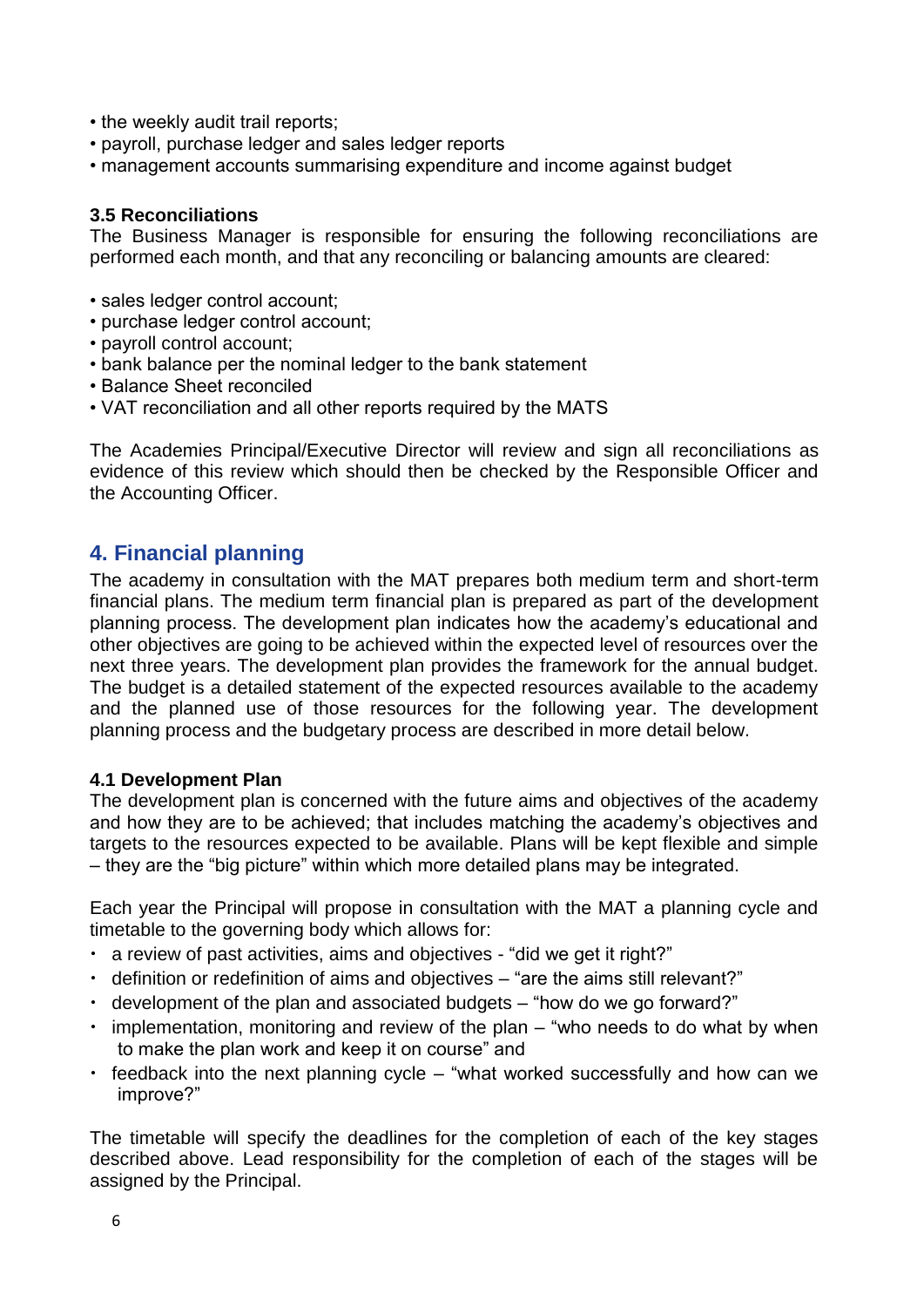- the weekly audit trail reports;
- payroll, purchase ledger and sales ledger reports
- management accounts summarising expenditure and income against budget

### 3.5 Reconciliations

The Business Manager is responsible for ensuring the following reconciliations are performed each month, and that any reconciling or balancing amounts are cleared:

- sales ledger control account;
- purchase ledger control account;
- payroll control account;
- bank balance per the nominal ledger to the bank statement
- Balance Sheet reconciled
- VAT reconciliation and all other reports required by the MATS

The Academies Principal/Executive Director will review and sign all reconciliations as evidence of this review which should then be checked by the Responsible Officer and the Accounting Officer.

## 4. Financial planning

The academy in consultation with the MAT prepares both medium term and short-term financial plans. The medium term financial plan is prepared as part of the development planning process. The development plan indicates how the academy's educational and other objectives are going to be achieved within the expected level of resources over the next three years. The development plan provides the framework for the annual budget. The budget is a detailed statement of the expected resources available to the academy and the planned use of those resources for the following year. The development planning process and the budgetary process are described in more detail below.

### 4.1 Development Plan

The development plan is concerned with the future aims and objectives of the academy and how they are to be achieved; that includes matching the academy's objectives and targets to the resources expected to be available. Plans will be kept flexible and simple – they are the "big picture" within which more detailed plans may be integrated.

Each year the Principal will propose in consultation with the MAT a planning cycle and timetable to the governing body which allows for:

- a review of past activities, aims and objectives - "did we get it right?"
- definition or redefinition of aims and objectives – "are the aims still relevant?"
- development of the plan and associated budgets – "how do we go forward?"
- implementation, monitoring and review of the plan – "who needs to do what by when to make the plan work and keep it on course" and
- feedback into the next planning cycle – "what worked successfully and how can we improve?"

The timetable will specify the deadlines for the completion of each of the key stages described above. Lead responsibility for the completion of each of the stages will be assigned by the Principal.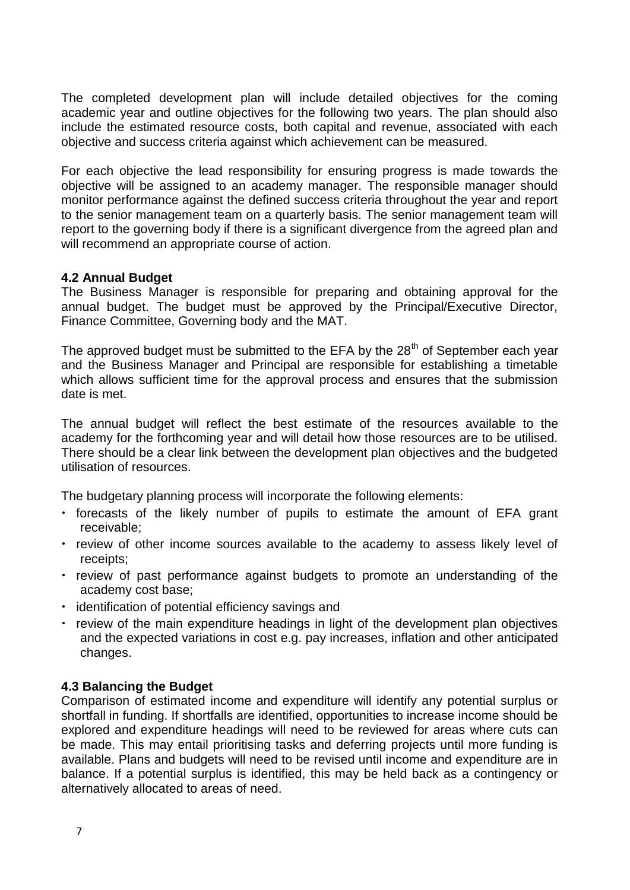The completed development plan will include detailed objectives for the coming academic year and outline objectives for the following two years. The plan should also include the estimated resource costs, both capital and revenue, associated with each objective and success criteria against which achievement can be measured.

For each objective the lead responsibility for ensuring progress is made towards the objective will be assigned to an academy manager. The responsible manager should monitor performance against the defined success criteria throughout the year and report to the senior management team on a quarterly basis. The senior management team will report to the governing body if there is a significant divergence from the agreed plan and will recommend an appropriate course of action.

**4.2 Annual Budget**

The Business Manager is responsible for preparing and obtaining approval for the annual budget. The budget must be approved by the Principal/Executive Director, Finance Committee, Governing body and the MAT.

The approved budget must be submitted to the EFA by the 28th of September each year and the Business Manager and Principal are responsible for establishing a timetable which allows sufficient time for the approval process and ensures that the submission date is met.

The annual budget will reflect the best estimate of the resources available to the academy for the forthcoming year and will detail how those resources are to be utilised. There should be a clear link between the development plan objectives and the budgeted utilisation of resources.

The budgetary planning process will incorporate the following elements:

- forecasts of the likely number of pupils to estimate the amount of EFA grant receivable;
- review of other income sources available to the academy to assess likely level of receipts;
- review of past performance against budgets to promote an understanding of the academy cost base;
- identification of potential efficiency savings and
- review of the main expenditure headings in light of the development plan objectives and the expected variations in cost e.g. pay increases, inflation and other anticipated changes.

**4.3 Balancing the Budget**

Comparison of estimated income and expenditure will identify any potential surplus or shortfall in funding. If shortfalls are identified, opportunities to increase income should be explored and expenditure headings will need to be reviewed for areas where cuts can be made. This may entail prioritising tasks and deferring projects until more funding is available. Plans and budgets will need to be revised until income and expenditure are in balance. If a potential surplus is identified, this may be held back as a contingency or alternatively allocated to areas of need.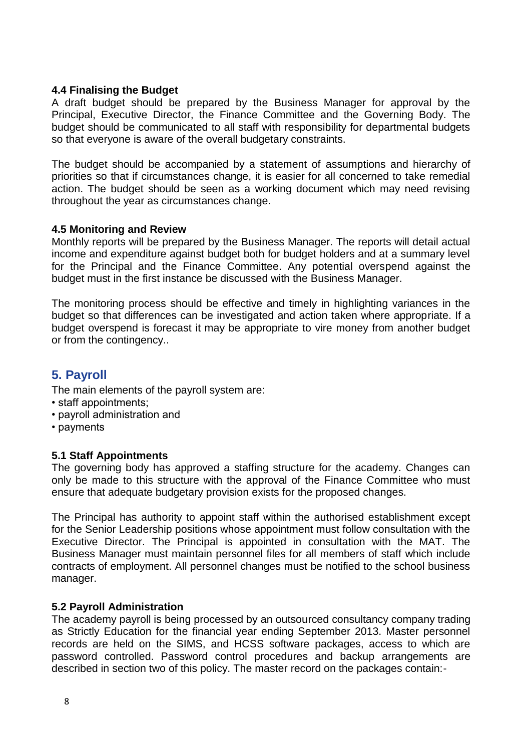### 4.4 Finalising the Budget

A draft budget should be prepared by the Business Manager for approval by the Principal, Executive Director, the Finance Committee and the Governing Body. The budget should be communicated to all staff with responsibility for departmental budgets so that everyone is aware of the overall budgetary constraints.

The budget should be accompanied by a statement of assumptions and hierarchy of priorities so that if circumstances change, it is easier for all concerned to take remedial action. The budget should be seen as a working document which may need revising throughout the year as circumstances change.

### 4.5 Monitoring and Review

Monthly reports will be prepared by the Business Manager. The reports will detail actual income and expenditure against budget both for budget holders and at a summary level for the Principal and the Finance Committee. Any potential overspend against the budget must in the first instance be discussed with the Business Manager.

The monitoring process should be effective and timely in highlighting variances in the budget so that differences can be investigated and action taken where appropriate. If a budget overspend is forecast it may be appropriate to vire money from another budget or from the contingency..

## 5. Payroll

The main elements of the payroll system are:

- staff appointments;
- payroll administration and
- payments

### 5.1 Staff Appointments

The governing body has approved a staffing structure for the academy. Changes can only be made to this structure with the approval of the Finance Committee who must ensure that adequate budgetary provision exists for the proposed changes.

The Principal has authority to appoint staff within the authorised establishment except for the Senior Leadership positions whose appointment must follow consultation with the Executive Director. The Principal is appointed in consultation with the MAT. The Business Manager must maintain personnel files for all members of staff which include contracts of employment. All personnel changes must be notified to the school business manager.

### 5.2 Payroll Administration

The academy payroll is being processed by an outsourced consultancy company trading as Strictly Education for the financial year ending September 2013. Master personnel records are held on the SIMS, and HCSS software packages, access to which are password controlled. Password control procedures and backup arrangements are described in section two of this policy. The master record on the packages contain:-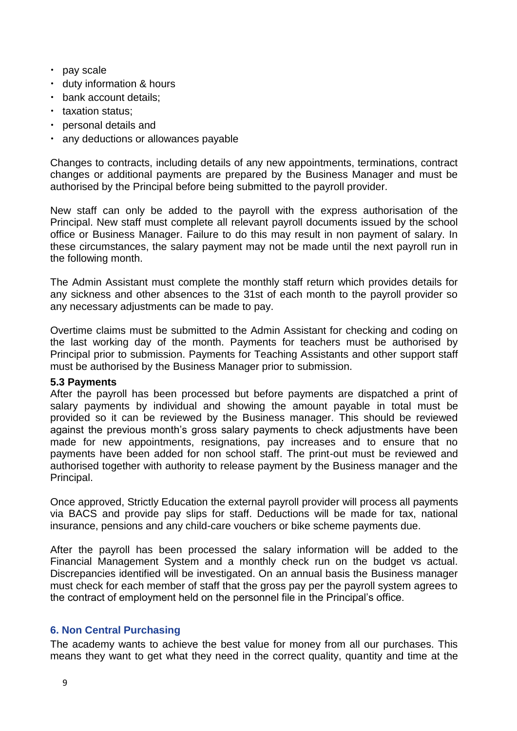- pay scale
- duty information & hours
- bank account details;
- taxation status;
- personal details and
- any deductions or allowances payable

Changes to contracts, including details of any new appointments, terminations, contract changes or additional payments are prepared by the Business Manager and must be authorised by the Principal before being submitted to the payroll provider.

New staff can only be added to the payroll with the express authorisation of the Principal. New staff must complete all relevant payroll documents issued by the school office or Business Manager. Failure to do this may result in non payment of salary. In these circumstances, the salary payment may not be made until the next payroll run in the following month.

The Admin Assistant must complete the monthly staff return which provides details for any sickness and other absences to the 31st of each month to the payroll provider so any necessary adjustments can be made to pay.

Overtime claims must be submitted to the Admin Assistant for checking and coding on the last working day of the month. Payments for teachers must be authorised by Principal prior to submission. Payments for Teaching Assistants and other support staff must be authorised by the Business Manager prior to submission.

**5.3 Payments**

After the payroll has been processed but before payments are dispatched a print of salary payments by individual and showing the amount payable in total must be provided so it can be reviewed by the Business manager. This should be reviewed against the previous month's gross salary payments to check adjustments have been made for new appointments, resignations, pay increases and to ensure that no payments have been added for non school staff. The print-out must be reviewed and authorised together with authority to release payment by the Business manager and the Principal.

Once approved, Strictly Education the external payroll provider will process all payments via BACS and provide pay slips for staff. Deductions will be made for tax, national insurance, pensions and any child-care vouchers or bike scheme payments due.

After the payroll has been processed the salary information will be added to the Financial Management System and a monthly check run on the budget vs actual. Discrepancies identified will be investigated. On an annual basis the Business manager must check for each member of staff that the gross pay per the payroll system agrees to the contract of employment held on the personnel file in the Principal's office.

## 6. Non Central Purchasing

The academy wants to achieve the best value for money from all our purchases. This means they want to get what they need in the correct quality, quantity and time at the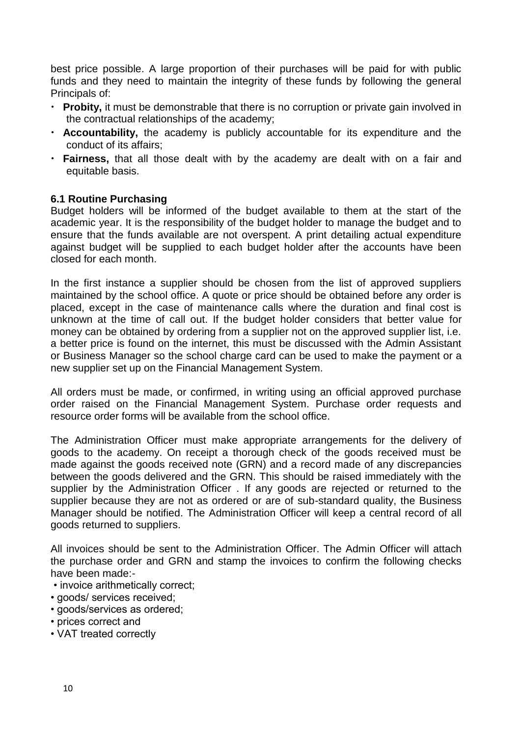best price possible. A large proportion of their purchases will be paid for with public funds and they need to maintain the integrity of these funds by following the general Principals of:

- **Probity,** it must be demonstrable that there is no corruption or private gain involved in the contractual relationships of the academy;
- **Accountability,** the academy is publicly accountable for its expenditure and the conduct of its affairs;
- **Fairness,** that all those dealt with by the academy are dealt with on a fair and equitable basis.

### 6.1 Routine Purchasing

Budget holders will be informed of the budget available to them at the start of the academic year. It is the responsibility of the budget holder to manage the budget and to ensure that the funds available are not overspent. A print detailing actual expenditure against budget will be supplied to each budget holder after the accounts have been closed for each month.

In the first instance a supplier should be chosen from the list of approved suppliers maintained by the school office. A quote or price should be obtained before any order is placed, except in the case of maintenance calls where the duration and final cost is unknown at the time of call out. If the budget holder considers that better value for money can be obtained by ordering from a supplier not on the approved supplier list, i.e. a better price is found on the internet, this must be discussed with the Admin Assistant or Business Manager so the school charge card can be used to make the payment or a new supplier set up on the Financial Management System.

All orders must be made, or confirmed, in writing using an official approved purchase order raised on the Financial Management System. Purchase order requests and resource order forms will be available from the school office.

The Administration Officer must make appropriate arrangements for the delivery of goods to the academy. On receipt a thorough check of the goods received must be made against the goods received note (GRN) and a record made of any discrepancies between the goods delivered and the GRN. This should be raised immediately with the supplier by the Administration Officer . If any goods are rejected or returned to the supplier because they are not as ordered or are of sub-standard quality, the Business Manager should be notified. The Administration Officer will keep a central record of all goods returned to suppliers.

All invoices should be sent to the Administration Officer. The Admin Officer will attach the purchase order and GRN and stamp the invoices to confirm the following checks have been made:-

- invoice arithmetically correct;
- goods/ services received;
- goods/services as ordered;
- prices correct and
- VAT treated correctly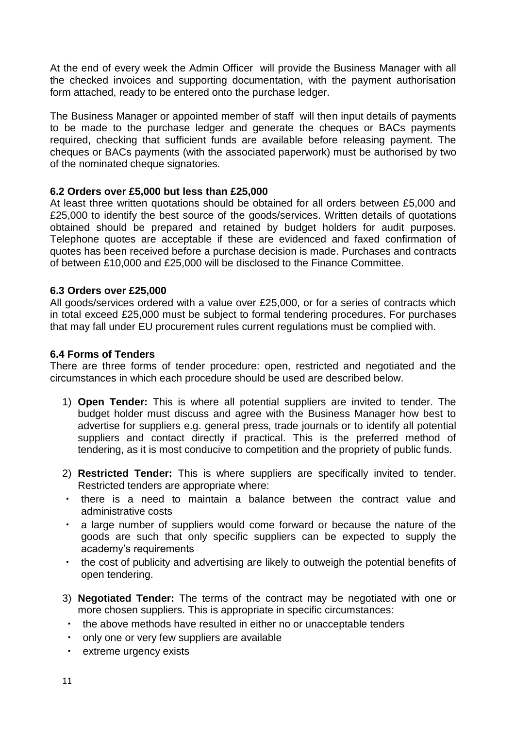At the end of every week the Admin Officer will provide the Business Manager with all the checked invoices and supporting documentation, with the payment authorisation form attached, ready to be entered onto the purchase ledger.

The Business Manager or appointed member of staff will then input details of payments to be made to the purchase ledger and generate the cheques or BACs payments required, checking that sufficient funds are available before releasing payment. The cheques or BACs payments (with the associated paperwork) must be authorised by two of the nominated cheque signatories.

### 6.2 Orders over £5,000 but less than £25,000

At least three written quotations should be obtained for all orders between £5,000 and £25,000 to identify the best source of the goods/services. Written details of quotations obtained should be prepared and retained by budget holders for audit purposes. Telephone quotes are acceptable if these are evidenced and faxed confirmation of quotes has been received before a purchase decision is made. Purchases and contracts of between £10,000 and £25,000 will be disclosed to the Finance Committee.

### 6.3 Orders over £25,000

All goods/services ordered with a value over £25,000, or for a series of contracts which in total exceed £25,000 must be subject to formal tendering procedures. For purchases that may fall under EU procurement rules current regulations must be complied with.

### 6.4 Forms of Tenders

There are three forms of tender procedure: open, restricted and negotiated and the circumstances in which each procedure should be used are described below.

1) **Open Tender:** This is where all potential suppliers are invited to tender. The budget holder must discuss and agree with the Business Manager how best to advertise for suppliers e.g. general press, trade journals or to identify all potential suppliers and contact directly if practical. This is the preferred method of tendering, as it is most conducive to competition and the propriety of public funds.

2) **Restricted Tender:** This is where suppliers are specifically invited to tender. Restricted tenders are appropriate where:
   - there is a need to maintain a balance between the contract value and administrative costs
   - a large number of suppliers would come forward or because the nature of the goods are such that only specific suppliers can be expected to supply the academy's requirements
   - the cost of publicity and advertising are likely to outweigh the potential benefits of open tendering.

3) **Negotiated Tender:** The terms of the contract may be negotiated with one or more chosen suppliers. This is appropriate in specific circumstances:
   - the above methods have resulted in either no or unacceptable tenders
   - only one or very few suppliers are available
   - extreme urgency exists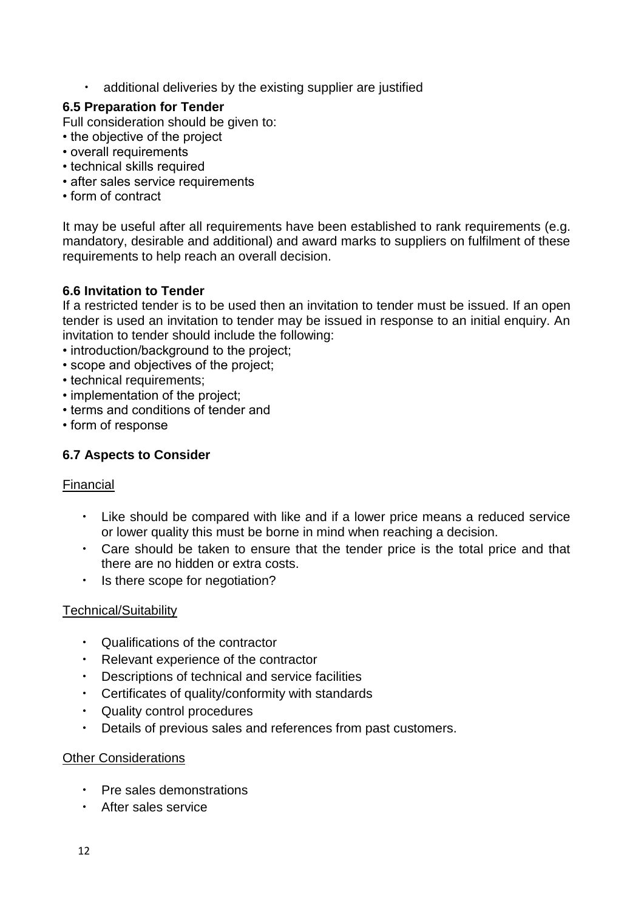- additional deliveries by the existing supplier are justified

### 6.5 Preparation for Tender

Full consideration should be given to:

- the objective of the project
- overall requirements
- technical skills required
- after sales service requirements
- form of contract

It may be useful after all requirements have been established to rank requirements (e.g. mandatory, desirable and additional) and award marks to suppliers on fulfilment of these requirements to help reach an overall decision.

### 6.6 Invitation to Tender

If a restricted tender is to be used then an invitation to tender must be issued. If an open tender is used an invitation to tender may be issued in response to an initial enquiry. An invitation to tender should include the following:

- introduction/background to the project;
- scope and objectives of the project;
- technical requirements;
- implementation of the project;
- terms and conditions of tender and
- form of response

### 6.7 Aspects to Consider

<u>Financial</u>

- Like should be compared with like and if a lower price means a reduced service or lower quality this must be borne in mind when reaching a decision.
- Care should be taken to ensure that the tender price is the total price and that there are no hidden or extra costs.
- Is there scope for negotiation?

<u>Technical/Suitability</u>

- Qualifications of the contractor
- Relevant experience of the contractor
- Descriptions of technical and service facilities
- Certificates of quality/conformity with standards
- Quality control procedures
- Details of previous sales and references from past customers.

<u>Other Considerations</u>

- Pre sales demonstrations
- After sales service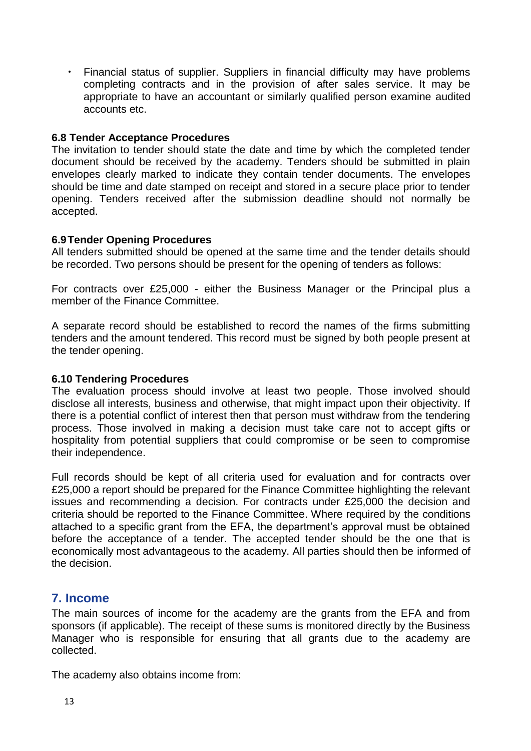- Financial status of supplier. Suppliers in financial difficulty may have problems completing contracts and in the provision of after sales service. It may be appropriate to have an accountant or similarly qualified person examine audited accounts etc.

**6.8 Tender Acceptance Procedures**

The invitation to tender should state the date and time by which the completed tender document should be received by the academy. Tenders should be submitted in plain envelopes clearly marked to indicate they contain tender documents. The envelopes should be time and date stamped on receipt and stored in a secure place prior to tender opening. Tenders received after the submission deadline should not normally be accepted.

**6.9 Tender Opening Procedures**

All tenders submitted should be opened at the same time and the tender details should be recorded. Two persons should be present for the opening of tenders as follows:

For contracts over £25,000 - either the Business Manager or the Principal plus a member of the Finance Committee.

A separate record should be established to record the names of the firms submitting tenders and the amount tendered. This record must be signed by both people present at the tender opening.

**6.10 Tendering Procedures**

The evaluation process should involve at least two people. Those involved should disclose all interests, business and otherwise, that might impact upon their objectivity. If there is a potential conflict of interest then that person must withdraw from the tendering process. Those involved in making a decision must take care not to accept gifts or hospitality from potential suppliers that could compromise or be seen to compromise their independence.

Full records should be kept of all criteria used for evaluation and for contracts over £25,000 a report should be prepared for the Finance Committee highlighting the relevant issues and recommending a decision. For contracts under £25,000 the decision and criteria should be reported to the Finance Committee. Where required by the conditions attached to a specific grant from the EFA, the department's approval must be obtained before the acceptance of a tender. The accepted tender should be the one that is economically most advantageous to the academy. All parties should then be informed of the decision.

## 7. Income

The main sources of income for the academy are the grants from the EFA and from sponsors (if applicable). The receipt of these sums is monitored directly by the Business Manager who is responsible for ensuring that all grants due to the academy are collected.

The academy also obtains income from: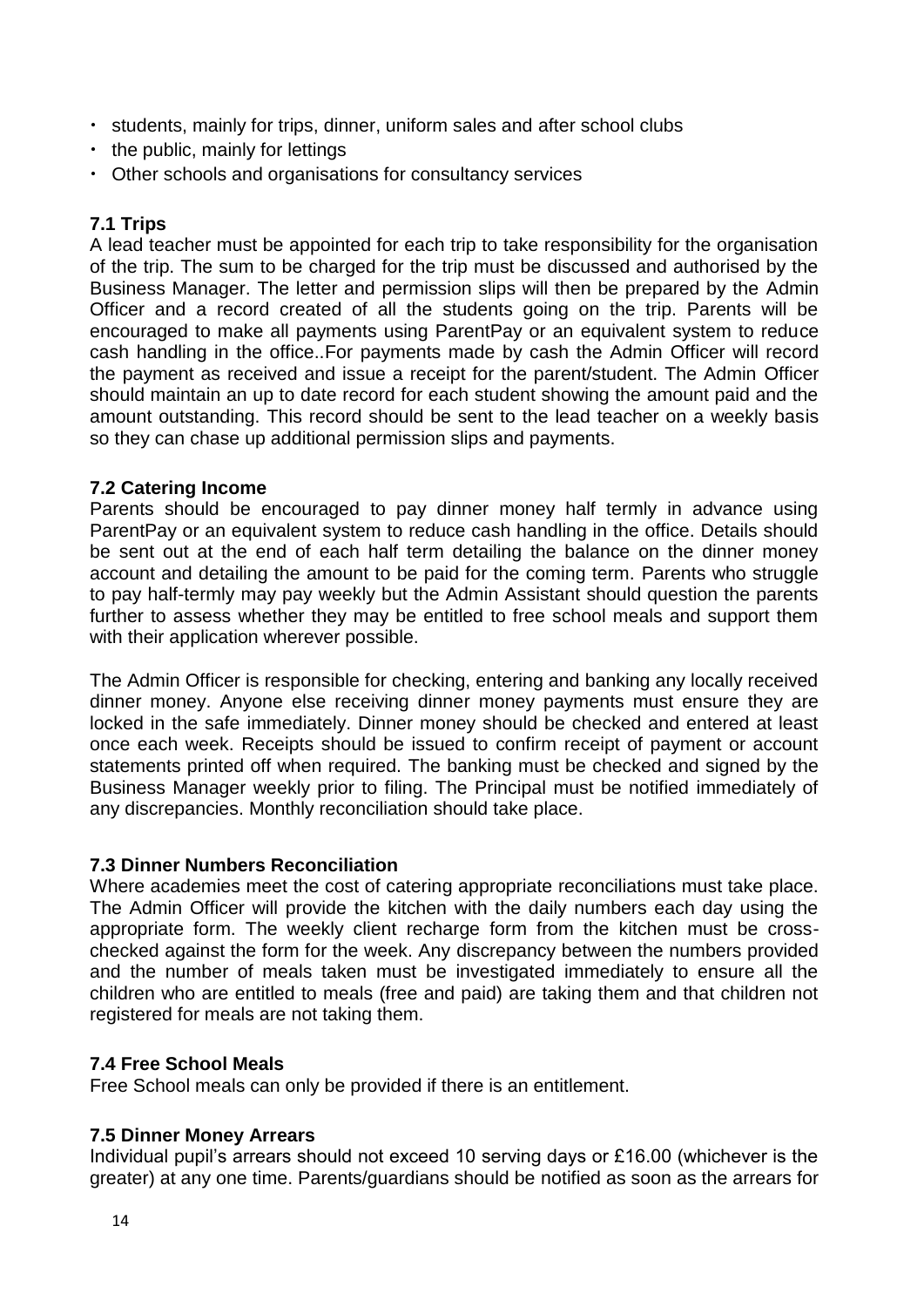- students, mainly for trips, dinner, uniform sales and after school clubs
- the public, mainly for lettings
- Other schools and organisations for consultancy services

### 7.1 Trips

A lead teacher must be appointed for each trip to take responsibility for the organisation of the trip. The sum to be charged for the trip must be discussed and authorised by the Business Manager. The letter and permission slips will then be prepared by the Admin Officer and a record created of all the students going on the trip. Parents will be encouraged to make all payments using ParentPay or an equivalent system to reduce cash handling in the office..For payments made by cash the Admin Officer will record the payment as received and issue a receipt for the parent/student. The Admin Officer should maintain an up to date record for each student showing the amount paid and the amount outstanding. This record should be sent to the lead teacher on a weekly basis so they can chase up additional permission slips and payments.

### 7.2 Catering Income

Parents should be encouraged to pay dinner money half termly in advance using ParentPay or an equivalent system to reduce cash handling in the office. Details should be sent out at the end of each half term detailing the balance on the dinner money account and detailing the amount to be paid for the coming term. Parents who struggle to pay half-termly may pay weekly but the Admin Assistant should question the parents further to assess whether they may be entitled to free school meals and support them with their application wherever possible.

The Admin Officer is responsible for checking, entering and banking any locally received dinner money. Anyone else receiving dinner money payments must ensure they are locked in the safe immediately. Dinner money should be checked and entered at least once each week. Receipts should be issued to confirm receipt of payment or account statements printed off when required. The banking must be checked and signed by the Business Manager weekly prior to filing. The Principal must be notified immediately of any discrepancies. Monthly reconciliation should take place.

### 7.3 Dinner Numbers Reconciliation

Where academies meet the cost of catering appropriate reconciliations must take place. The Admin Officer will provide the kitchen with the daily numbers each day using the appropriate form. The weekly client recharge form from the kitchen must be cross-checked against the form for the week. Any discrepancy between the numbers provided and the number of meals taken must be investigated immediately to ensure all the children who are entitled to meals (free and paid) are taking them and that children not registered for meals are not taking them.

### 7.4 Free School Meals

Free School meals can only be provided if there is an entitlement.

### 7.5 Dinner Money Arrears

Individual pupil's arrears should not exceed 10 serving days or £16.00 (whichever is the greater) at any one time. Parents/guardians should be notified as soon as the arrears for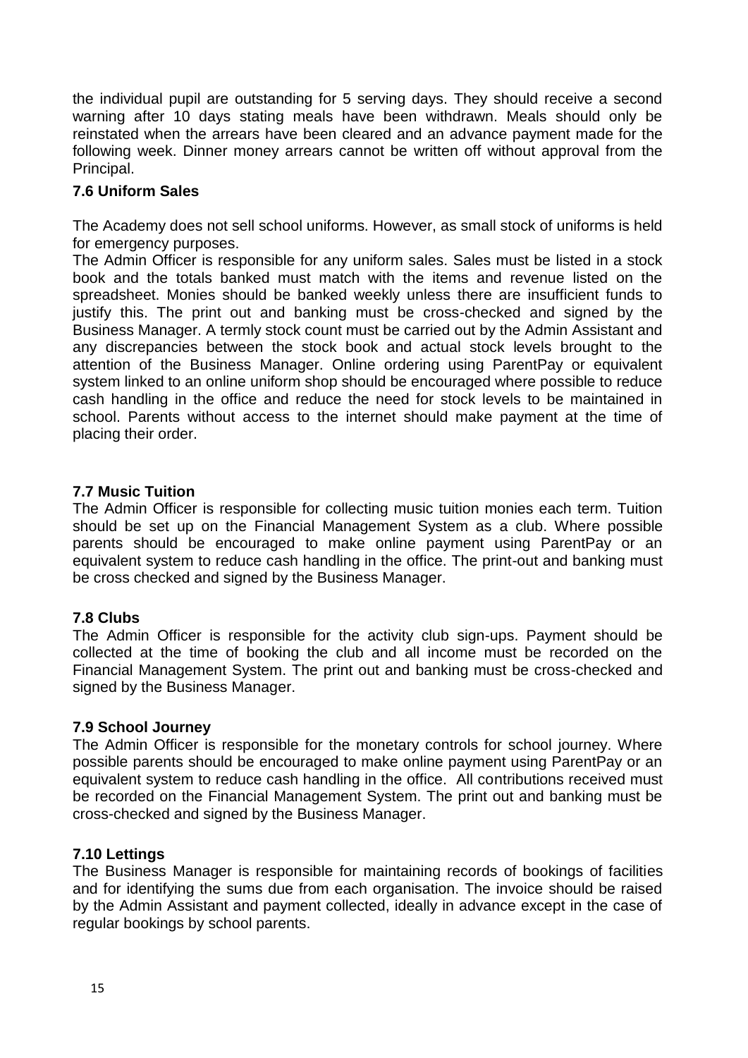the individual pupil are outstanding for 5 serving days. They should receive a second warning after 10 days stating meals have been withdrawn. Meals should only be reinstated when the arrears have been cleared and an advance payment made for the following week. Dinner money arrears cannot be written off without approval from the Principal.

### 7.6 Uniform Sales

The Academy does not sell school uniforms. However, as small stock of uniforms is held for emergency purposes.

The Admin Officer is responsible for any uniform sales. Sales must be listed in a stock book and the totals banked must match with the items and revenue listed on the spreadsheet. Monies should be banked weekly unless there are insufficient funds to justify this. The print out and banking must be cross-checked and signed by the Business Manager. A termly stock count must be carried out by the Admin Assistant and any discrepancies between the stock book and actual stock levels brought to the attention of the Business Manager. Online ordering using ParentPay or equivalent system linked to an online uniform shop should be encouraged where possible to reduce cash handling in the office and reduce the need for stock levels to be maintained in school. Parents without access to the internet should make payment at the time of placing their order.

### 7.7 Music Tuition

The Admin Officer is responsible for collecting music tuition monies each term. Tuition should be set up on the Financial Management System as a club. Where possible parents should be encouraged to make online payment using ParentPay or an equivalent system to reduce cash handling in the office. The print-out and banking must be cross checked and signed by the Business Manager.

### 7.8 Clubs

The Admin Officer is responsible for the activity club sign-ups. Payment should be collected at the time of booking the club and all income must be recorded on the Financial Management System. The print out and banking must be cross-checked and signed by the Business Manager.

### 7.9 School Journey

The Admin Officer is responsible for the monetary controls for school journey. Where possible parents should be encouraged to make online payment using ParentPay or an equivalent system to reduce cash handling in the office. All contributions received must be recorded on the Financial Management System. The print out and banking must be cross-checked and signed by the Business Manager.

### 7.10 Lettings

The Business Manager is responsible for maintaining records of bookings of facilities and for identifying the sums due from each organisation. The invoice should be raised by the Admin Assistant and payment collected, ideally in advance except in the case of regular bookings by school parents.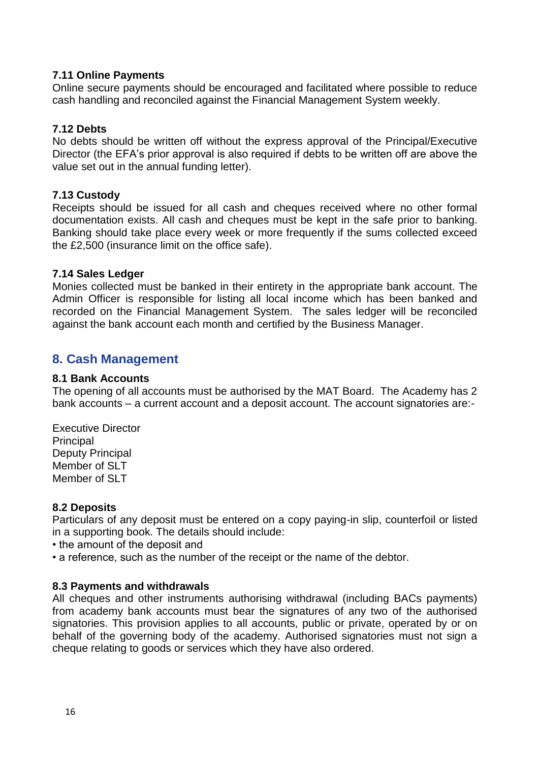### 7.11 Online Payments

Online secure payments should be encouraged and facilitated where possible to reduce cash handling and reconciled against the Financial Management System weekly.

### 7.12 Debts

No debts should be written off without the express approval of the Principal/Executive Director (the EFA's prior approval is also required if debts to be written off are above the value set out in the annual funding letter).

### 7.13 Custody

Receipts should be issued for all cash and cheques received where no other formal documentation exists. All cash and cheques must be kept in the safe prior to banking. Banking should take place every week or more frequently if the sums collected exceed the £2,500 (insurance limit on the office safe).

### 7.14 Sales Ledger

Monies collected must be banked in their entirety in the appropriate bank account. The Admin Officer is responsible for listing all local income which has been banked and recorded on the Financial Management System. The sales ledger will be reconciled against the bank account each month and certified by the Business Manager.

## 8. Cash Management

### 8.1 Bank Accounts

The opening of all accounts must be authorised by the MAT Board. The Academy has 2 bank accounts – a current account and a deposit account. The account signatories are:-

Executive Director
Principal
Deputy Principal
Member of SLT
Member of SLT

### 8.2 Deposits

Particulars of any deposit must be entered on a copy paying-in slip, counterfoil or listed in a supporting book. The details should include:

- the amount of the deposit and
- a reference, such as the number of the receipt or the name of the debtor.

### 8.3 Payments and withdrawals

All cheques and other instruments authorising withdrawal (including BACs payments) from academy bank accounts must bear the signatures of any two of the authorised signatories. This provision applies to all accounts, public or private, operated by or on behalf of the governing body of the academy. Authorised signatories must not sign a cheque relating to goods or services which they have also ordered.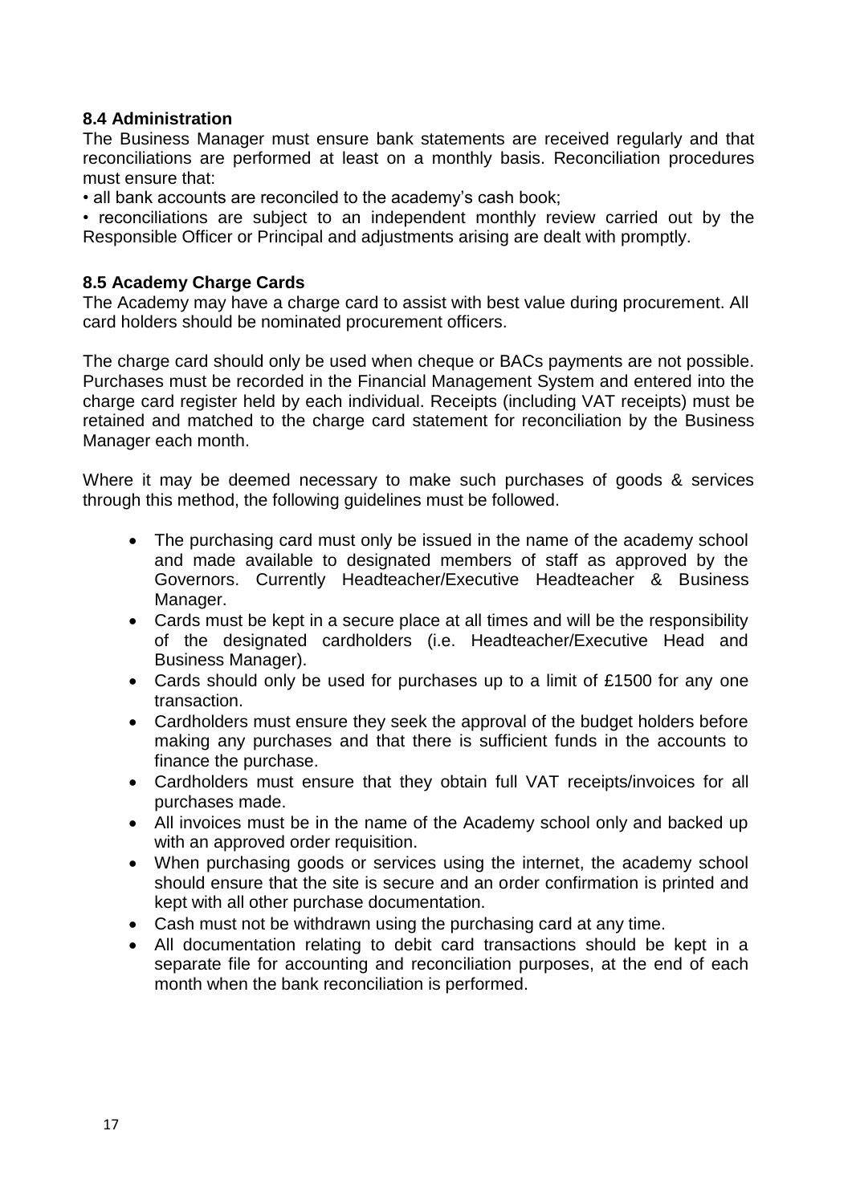### 8.4 Administration

The Business Manager must ensure bank statements are received regularly and that reconciliations are performed at least on a monthly basis. Reconciliation procedures must ensure that:

- all bank accounts are reconciled to the academy's cash book;
- reconciliations are subject to an independent monthly review carried out by the Responsible Officer or Principal and adjustments arising are dealt with promptly.

### 8.5 Academy Charge Cards

The Academy may have a charge card to assist with best value during procurement. All card holders should be nominated procurement officers.

The charge card should only be used when cheque or BACs payments are not possible. Purchases must be recorded in the Financial Management System and entered into the charge card register held by each individual. Receipts (including VAT receipts) must be retained and matched to the charge card statement for reconciliation by the Business Manager each month.

Where it may be deemed necessary to make such purchases of goods & services through this method, the following guidelines must be followed.

- The purchasing card must only be issued in the name of the academy school and made available to designated members of staff as approved by the Governors. Currently Headteacher/Executive Headteacher & Business Manager.
- Cards must be kept in a secure place at all times and will be the responsibility of the designated cardholders (i.e. Headteacher/Executive Head and Business Manager).
- Cards should only be used for purchases up to a limit of £1500 for any one transaction.
- Cardholders must ensure they seek the approval of the budget holders before making any purchases and that there is sufficient funds in the accounts to finance the purchase.
- Cardholders must ensure that they obtain full VAT receipts/invoices for all purchases made.
- All invoices must be in the name of the Academy school only and backed up with an approved order requisition.
- When purchasing goods or services using the internet, the academy school should ensure that the site is secure and an order confirmation is printed and kept with all other purchase documentation.
- Cash must not be withdrawn using the purchasing card at any time.
- All documentation relating to debit card transactions should be kept in a separate file for accounting and reconciliation purposes, at the end of each month when the bank reconciliation is performed.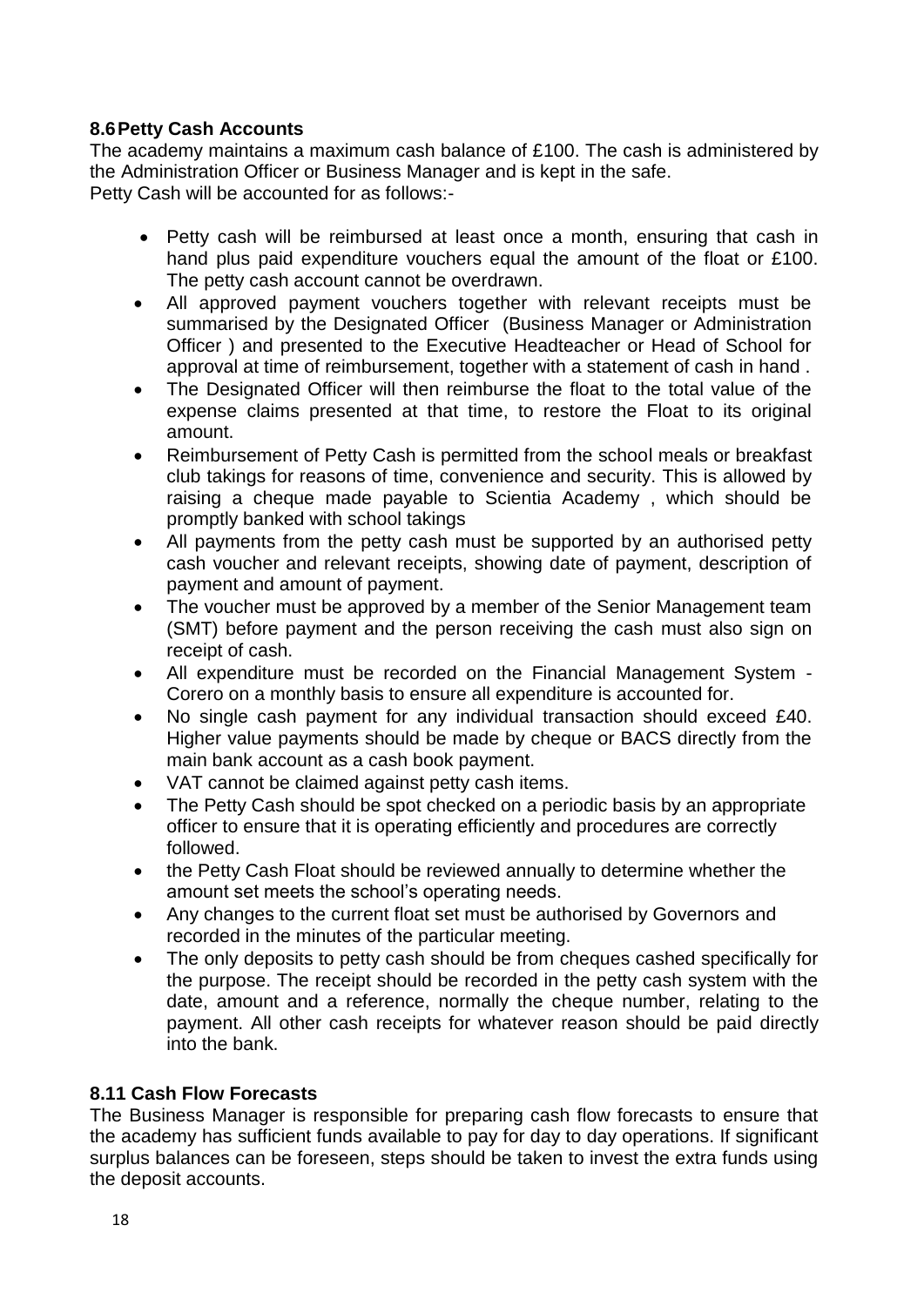### 8.6 Petty Cash Accounts

The academy maintains a maximum cash balance of £100. The cash is administered by the Administration Officer or Business Manager and is kept in the safe.
Petty Cash will be accounted for as follows:-

- Petty cash will be reimbursed at least once a month, ensuring that cash in hand plus paid expenditure vouchers equal the amount of the float or £100. The petty cash account cannot be overdrawn.
- All approved payment vouchers together with relevant receipts must be summarised by the Designated Officer (Business Manager or Administration Officer ) and presented to the Executive Headteacher or Head of School for approval at time of reimbursement, together with a statement of cash in hand .
- The Designated Officer will then reimburse the float to the total value of the expense claims presented at that time, to restore the Float to its original amount.
- Reimbursement of Petty Cash is permitted from the school meals or breakfast club takings for reasons of time, convenience and security. This is allowed by raising a cheque made payable to Scientia Academy , which should be promptly banked with school takings
- All payments from the petty cash must be supported by an authorised petty cash voucher and relevant receipts, showing date of payment, description of payment and amount of payment.
- The voucher must be approved by a member of the Senior Management team (SMT) before payment and the person receiving the cash must also sign on receipt of cash.
- All expenditure must be recorded on the Financial Management System - Corero on a monthly basis to ensure all expenditure is accounted for.
- No single cash payment for any individual transaction should exceed £40. Higher value payments should be made by cheque or BACS directly from the main bank account as a cash book payment.
- VAT cannot be claimed against petty cash items.
- The Petty Cash should be spot checked on a periodic basis by an appropriate officer to ensure that it is operating efficiently and procedures are correctly followed.
- the Petty Cash Float should be reviewed annually to determine whether the amount set meets the school's operating needs.
- Any changes to the current float set must be authorised by Governors and recorded in the minutes of the particular meeting.
- The only deposits to petty cash should be from cheques cashed specifically for the purpose. The receipt should be recorded in the petty cash system with the date, amount and a reference, normally the cheque number, relating to the payment. All other cash receipts for whatever reason should be paid directly into the bank.

### 8.11 Cash Flow Forecasts

The Business Manager is responsible for preparing cash flow forecasts to ensure that the academy has sufficient funds available to pay for day to day operations. If significant surplus balances can be foreseen, steps should be taken to invest the extra funds using the deposit accounts.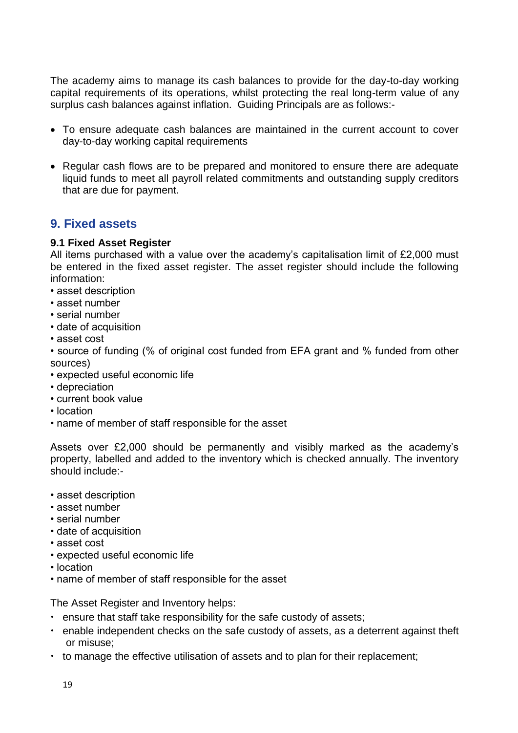The academy aims to manage its cash balances to provide for the day-to-day working capital requirements of its operations, whilst protecting the real long-term value of any surplus cash balances against inflation. Guiding Principals are as follows:-

- To ensure adequate cash balances are maintained in the current account to cover day-to-day working capital requirements
- Regular cash flows are to be prepared and monitored to ensure there are adequate liquid funds to meet all payroll related commitments and outstanding supply creditors that are due for payment.

## 9. Fixed assets

**9.1 Fixed Asset Register**

All items purchased with a value over the academy's capitalisation limit of £2,000 must be entered in the fixed asset register. The asset register should include the following information:

- asset description
- asset number
- serial number
- date of acquisition
- asset cost
- source of funding (% of original cost funded from EFA grant and % funded from other sources)
- expected useful economic life
- depreciation
- current book value
- location
- name of member of staff responsible for the asset

Assets over £2,000 should be permanently and visibly marked as the academy's property, labelled and added to the inventory which is checked annually. The inventory should include:-

- asset description
- asset number
- serial number
- date of acquisition
- asset cost
- expected useful economic life
- location
- name of member of staff responsible for the asset

The Asset Register and Inventory helps:

- ensure that staff take responsibility for the safe custody of assets;
- enable independent checks on the safe custody of assets, as a deterrent against theft or misuse;
- to manage the effective utilisation of assets and to plan for their replacement;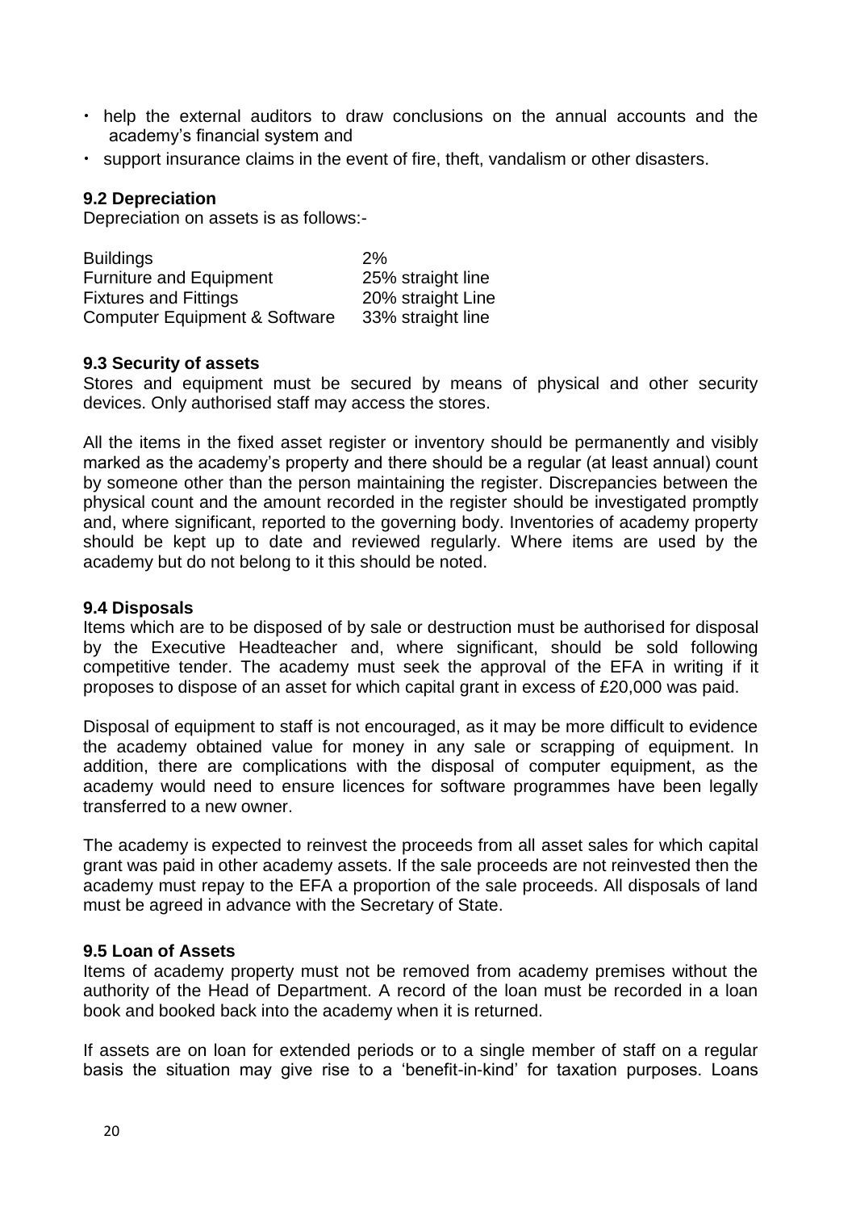- help the external auditors to draw conclusions on the annual accounts and the academy's financial system and
- support insurance claims in the event of fire, theft, vandalism or other disasters.

### 9.2 Depreciation

Depreciation on assets is as follows:-

| | |
|---|---|
| Buildings | 2% |
| Furniture and Equipment | 25% straight line |
| Fixtures and Fittings | 20% straight Line |
| Computer Equipment & Software | 33% straight line |

### 9.3 Security of assets

Stores and equipment must be secured by means of physical and other security devices. Only authorised staff may access the stores.

All the items in the fixed asset register or inventory should be permanently and visibly marked as the academy's property and there should be a regular (at least annual) count by someone other than the person maintaining the register. Discrepancies between the physical count and the amount recorded in the register should be investigated promptly and, where significant, reported to the governing body. Inventories of academy property should be kept up to date and reviewed regularly. Where items are used by the academy but do not belong to it this should be noted.

### 9.4 Disposals

Items which are to be disposed of by sale or destruction must be authorised for disposal by the Executive Headteacher and, where significant, should be sold following competitive tender. The academy must seek the approval of the EFA in writing if it proposes to dispose of an asset for which capital grant in excess of £20,000 was paid.

Disposal of equipment to staff is not encouraged, as it may be more difficult to evidence the academy obtained value for money in any sale or scrapping of equipment. In addition, there are complications with the disposal of computer equipment, as the academy would need to ensure licences for software programmes have been legally transferred to a new owner.

The academy is expected to reinvest the proceeds from all asset sales for which capital grant was paid in other academy assets. If the sale proceeds are not reinvested then the academy must repay to the EFA a proportion of the sale proceeds. All disposals of land must be agreed in advance with the Secretary of State.

### 9.5 Loan of Assets

Items of academy property must not be removed from academy premises without the authority of the Head of Department. A record of the loan must be recorded in a loan book and booked back into the academy when it is returned.

If assets are on loan for extended periods or to a single member of staff on a regular basis the situation may give rise to a 'benefit-in-kind' for taxation purposes. Loans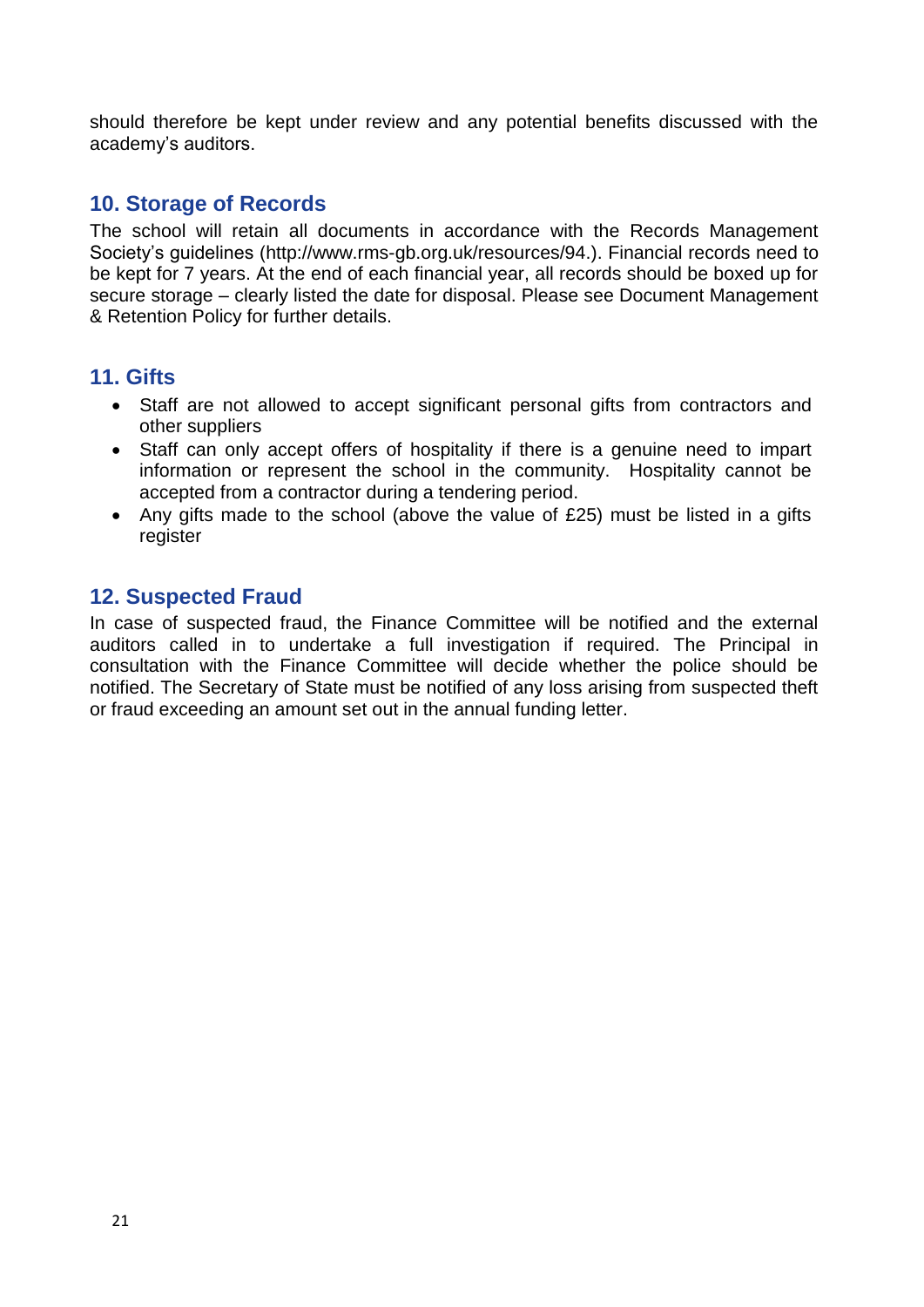should therefore be kept under review and any potential benefits discussed with the academy's auditors.

## 10. Storage of Records

The school will retain all documents in accordance with the Records Management Society's guidelines (http://www.rms-gb.org.uk/resources/94.). Financial records need to be kept for 7 years. At the end of each financial year, all records should be boxed up for secure storage – clearly listed the date for disposal. Please see Document Management & Retention Policy for further details.

## 11. Gifts

- Staff are not allowed to accept significant personal gifts from contractors and other suppliers
- Staff can only accept offers of hospitality if there is a genuine need to impart information or represent the school in the community. Hospitality cannot be accepted from a contractor during a tendering period.
- Any gifts made to the school (above the value of £25) must be listed in a gifts register

## 12. Suspected Fraud

In case of suspected fraud, the Finance Committee will be notified and the external auditors called in to undertake a full investigation if required. The Principal in consultation with the Finance Committee will decide whether the police should be notified. The Secretary of State must be notified of any loss arising from suspected theft or fraud exceeding an amount set out in the annual funding letter.